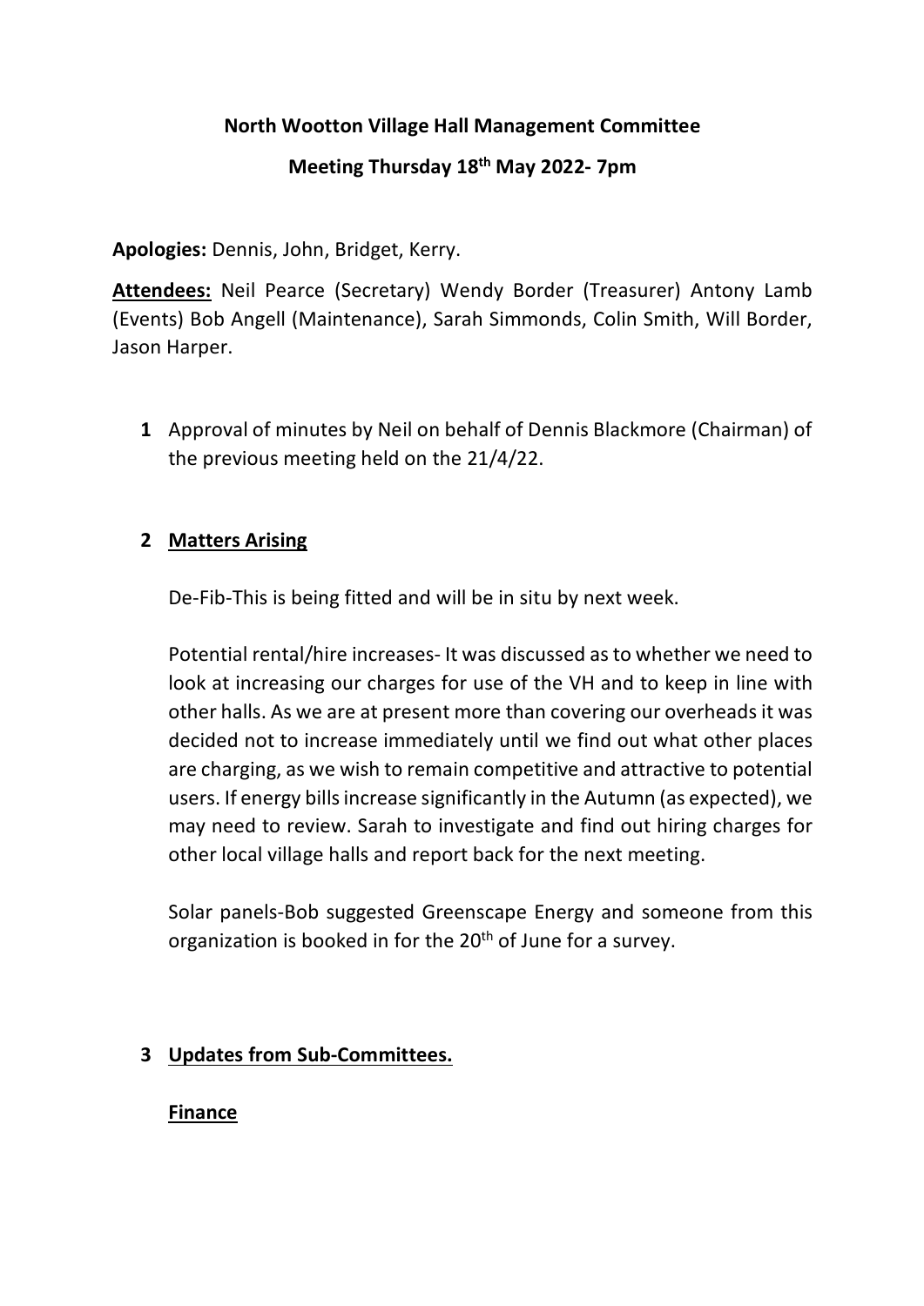**North Wootton Village Hall Management Committee**

**Meeting Thursday 18th May 2022- 7pm**

**Apologies:** Dennis, John, Bridget, Kerry.

**Attendees:** Neil Pearce (Secretary) Wendy Border (Treasurer) Antony Lamb (Events) Bob Angell (Maintenance), Sarah Simmonds, Colin Smith, Will Border, Jason Harper.

**1** Approval of minutes by Neil on behalf of Dennis Blackmore (Chairman) of the previous meeting held on the 21/4/22.

**2 Matters Arising**

De-Fib-This is being fitted and will be in situ by next week.

Potential rental/hire increases- It was discussed as to whether we need to look at increasing our charges for use of the VH and to keep in line with other halls. As we are at present more than covering our overheads it was decided not to increase immediately until we find out what other places are charging, as we wish to remain competitive and attractive to potential users. If energy bills increase significantly in the Autumn (as expected), we may need to review. Sarah to investigate and find out hiring charges for other local village halls and report back for the next meeting.

Solar panels-Bob suggested Greenscape Energy and someone from this organization is booked in for the 20th of June for a survey.

**3 Updates from Sub-Committees.**

**Finance**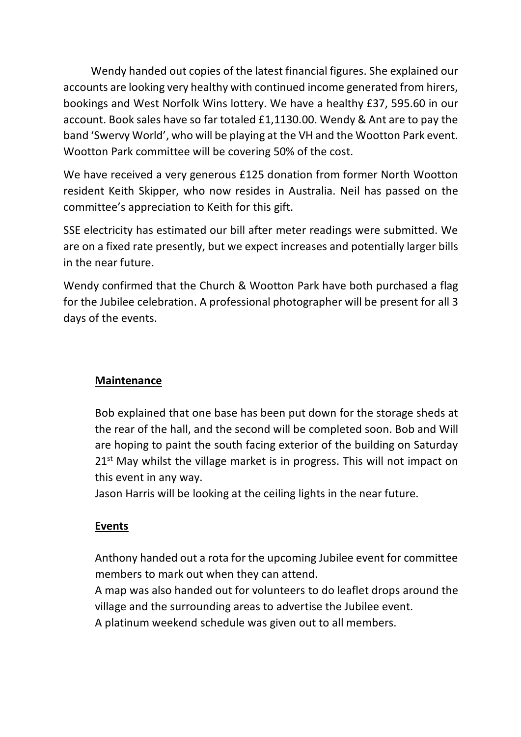Wendy handed out copies of the latest financial figures. She explained our accounts are looking very healthy with continued income generated from hirers, bookings and West Norfolk Wins lottery. We have a healthy £37, 595.60 in our account. Book sales have so far totaled £1,1130.00. Wendy & Ant are to pay the band 'Swervy World', who will be playing at the VH and the Wootton Park event. Wootton Park committee will be covering 50% of the cost.

We have received a very generous £125 donation from former North Wootton resident Keith Skipper, who now resides in Australia. Neil has passed on the committee's appreciation to Keith for this gift.

SSE electricity has estimated our bill after meter readings were submitted. We are on a fixed rate presently, but we expect increases and potentially larger bills in the near future.

Wendy confirmed that the Church & Wootton Park have both purchased a flag for the Jubilee celebration. A professional photographer will be present for all 3 days of the events.

**Maintenance**

Bob explained that one base has been put down for the storage sheds at the rear of the hall, and the second will be completed soon. Bob and Will are hoping to paint the south facing exterior of the building on Saturday 21st May whilst the village market is in progress. This will not impact on this event in any way.
Jason Harris will be looking at the ceiling lights in the near future.

**Events**

Anthony handed out a rota for the upcoming Jubilee event for committee members to mark out when they can attend.
A map was also handed out for volunteers to do leaflet drops around the village and the surrounding areas to advertise the Jubilee event.
A platinum weekend schedule was given out to all members.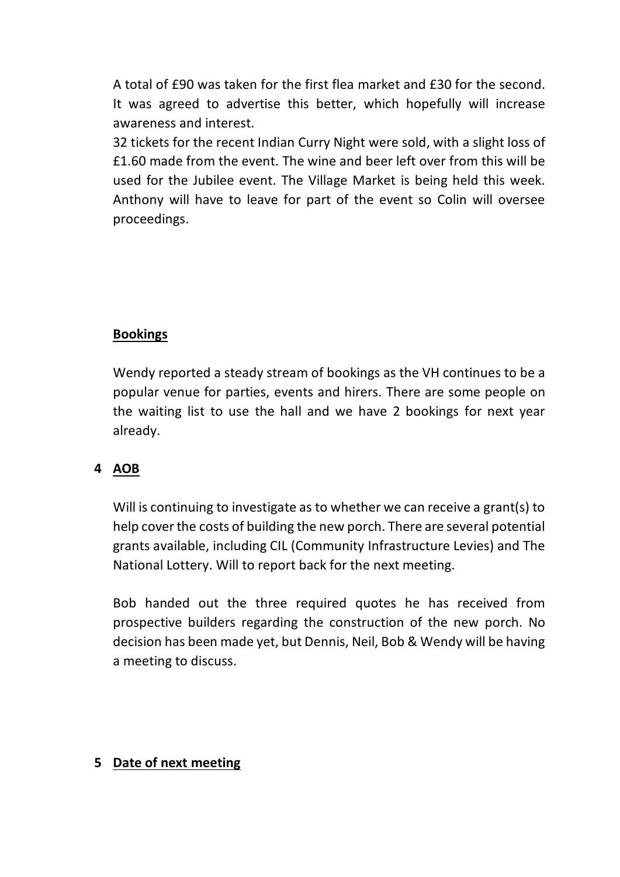A total of £90 was taken for the first flea market and £30 for the second. It was agreed to advertise this better, which hopefully will increase awareness and interest.

32 tickets for the recent Indian Curry Night were sold, with a slight loss of £1.60 made from the event. The wine and beer left over from this will be used for the Jubilee event. The Village Market is being held this week. Anthony will have to leave for part of the event so Colin will oversee proceedings.

**Bookings**

Wendy reported a steady stream of bookings as the VH continues to be a popular venue for parties, events and hirers. There are some people on the waiting list to use the hall and we have 2 bookings for next year already.

## 4 AOB

Will is continuing to investigate as to whether we can receive a grant(s) to help cover the costs of building the new porch. There are several potential grants available, including CIL (Community Infrastructure Levies) and The National Lottery. Will to report back for the next meeting.

Bob handed out the three required quotes he has received from prospective builders regarding the construction of the new porch. No decision has been made yet, but Dennis, Neil, Bob & Wendy will be having a meeting to discuss.

## 5 Date of next meeting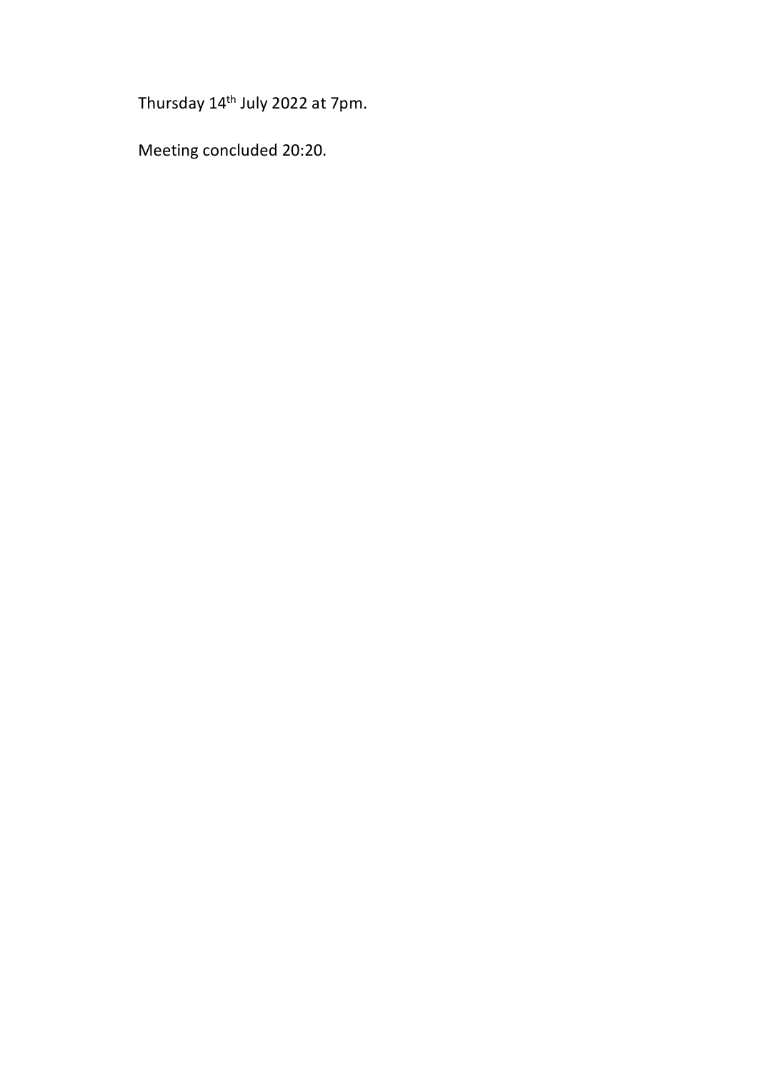Thursday 14th July 2022 at 7pm.

Meeting concluded 20:20.